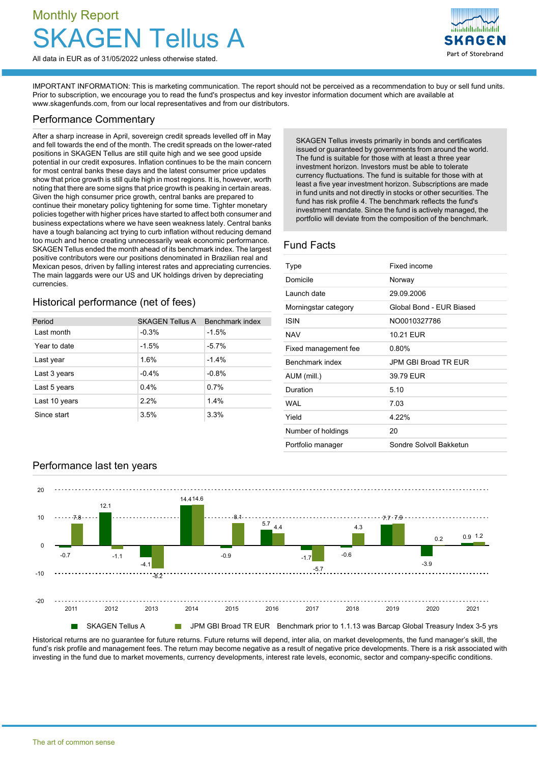Monthly Report

# SKAGEN Tellus A

All data in EUR as of 31/05/2022 unless otherwise stated.

IMPORTANT INFORMATION: This is marketing communication. The report should not be perceived as a recommendation to buy or sell fund units. Prior to subscription, we encourage you to read the fund's prospectus and key investor information document which are available at www.skagenfunds.com, from our local representatives and from our distributors.

## Performance Commentary

After a sharp increase in April, sovereign credit spreads levelled off in May and fell towards the end of the month. The credit spreads on the lower-rated positions in SKAGEN Tellus are still quite high and we see good upside potential in our credit exposures. Inflation continues to be the main concern for most central banks these days and the latest consumer price updates show that price growth is still quite high in most regions. It is, however, worth noting that there are some signs that price growth is peaking in certain areas. Given the high consumer price growth, central banks are prepared to continue their monetary policy tightening for some time. Tighter monetary policies together with higher prices have started to affect both consumer and business expectations where we have seen weakness lately. Central banks have a tough balancing act trying to curb inflation without reducing demand too much and hence creating unnecessarily weak economic performance. SKAGEN Tellus ended the month ahead of its benchmark index. The largest positive contributors were our positions denominated in Brazilian real and Mexican pesos, driven by falling interest rates and appreciating currencies. The main laggards were our US and UK holdings driven by depreciating currencies.

SKAGEN Tellus invests primarily in bonds and certificates issued or guaranteed by governments from around the world. The fund is suitable for those with at least a three year investment horizon. Investors must be able to tolerate currency fluctuations. The fund is suitable for those with at least a five year investment horizon. Subscriptions are made in fund units and not directly in stocks or other securities. The fund has risk profile 4. The benchmark reflects the fund's investment mandate. Since the fund is actively managed, the portfolio will deviate from the composition of the benchmark.

## Historical performance (net of fees)

| Period | SKAGEN Tellus A | Benchmark index |
|---|---|---|
| Last month | -0.3% | -1.5% |
| Year to date | -1.5% | -5.7% |
| Last year | 1.6% | -1.4% |
| Last 3 years | -0.4% | -0.8% |
| Last 5 years | 0.4% | 0.7% |
| Last 10 years | 2.2% | 1.4% |
| Since start | 3.5% | 3.3% |

## Fund Facts

| | |
|---|---|
| Type | Fixed income |
| Domicile | Norway |
| Launch date | 29.09.2006 |
| Morningstar category | Global Bond - EUR Biased |
| ISIN | NO0010327786 |
| NAV | 10.21 EUR |
| Fixed management fee | 0.80% |
| Benchmark index | JPM GBI Broad TR EUR |
| AUM (mill.) | 39.79 EUR |
| Duration | 5.10 |
| WAL | 7.03 |
| Yield | 4.22% |
| Number of holdings | 20 |
| Portfolio manager | Sondre Solvoll Bakketun |

## Performance last ten years

| Year | SKAGEN Tellus A | JPM GBI Broad TR EUR |
|---|---|---|
| 2011 | -0.7 | 7.8 |
| 2012 | 12.1 | -1.1 |
| 2013 | -4.1 | -8.2 |
| 2014 | 14.4 | 14.6 |
| 2015 | -0.9 | 8.1 |
| 2016 | 5.7 | 4.4 |
| 2017 | -1.7 | -5.7 |
| 2018 | -0.6 | 4.3 |
| 2019 | 7.7 | 7.9 |
| 2020 | -3.9 | 0.2 |
| 2021 | 0.9 | 1.2 |

Benchmark prior to 1.1.13 was Barcap Global Treasury Index 3-5 yrs

Historical returns are no guarantee for future returns. Future returns will depend, inter alia, on market developments, the fund manager's skill, the fund's risk profile and management fees. The return may become negative as a result of negative price developments. There is a risk associated with investing in the fund due to market movements, currency developments, interest rate levels, economic, sector and company-specific conditions.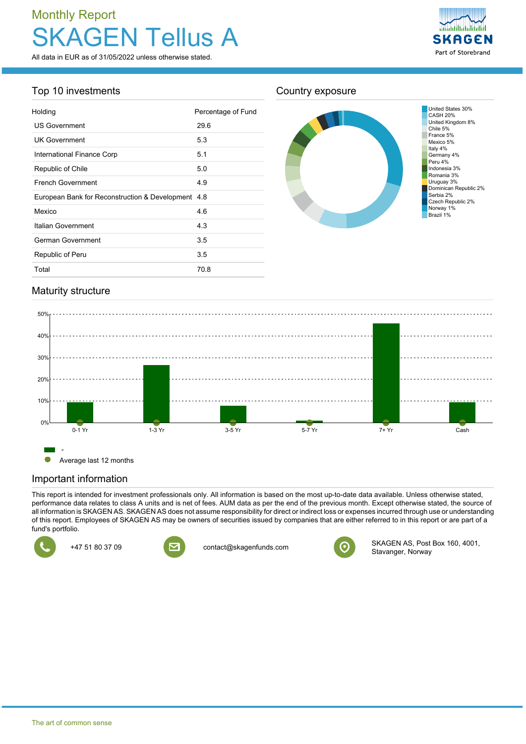Monthly Report

# SKAGEN Tellus A

All data in EUR as of 31/05/2022 unless otherwise stated.

## Top 10 investments

| Holding | Percentage of Fund |
|---|---|
| US Government | 29.6 |
| UK Government | 5.3 |
| International Finance Corp | 5.1 |
| Republic of Chile | 5.0 |
| French Government | 4.9 |
| European Bank for Reconstruction & Development | 4.8 |
| Mexico | 4.6 |
| Italian Government | 4.3 |
| German Government | 3.5 |
| Republic of Peru | 3.5 |
| Total | 70.8 |

## Country exposure

United States 30%
CASH 20%
United Kingdom 8%
Chile 5%
France 5%
Mexico 5%
Italy 4%
Germany 4%
Peru 4%
Indonesia 3%
Romania 3%
Uruguay 3%
Dominican Republic 2%
Serbia 2%
Czech Republic 2%
Norway 1%
Brazil 1%

## Maturity structure

50%
40%
30%
20%
10%
0%

0-1 Yr
1-3 Yr
3-5 Yr
5-7 Yr
7+ Yr
Cash

-
Average last 12 months

## Important information

This report is intended for investment professionals only. All information is based on the most up-to-date data available. Unless otherwise stated, performance data relates to class A units and is net of fees. AUM data as per the end of the previous month. Except otherwise stated, the source of all information is SKAGEN AS. SKAGEN AS does not assume responsibility for direct or indirect loss or expenses incurred through use or understanding of this report. Employees of SKAGEN AS may be owners of securities issued by companies that are either referred to in this report or are part of a fund's portfolio.

+47 51 80 37 09

contact@skagenfunds.com

SKAGEN AS, Post Box 160, 4001, Stavanger, Norway

The art of common sense